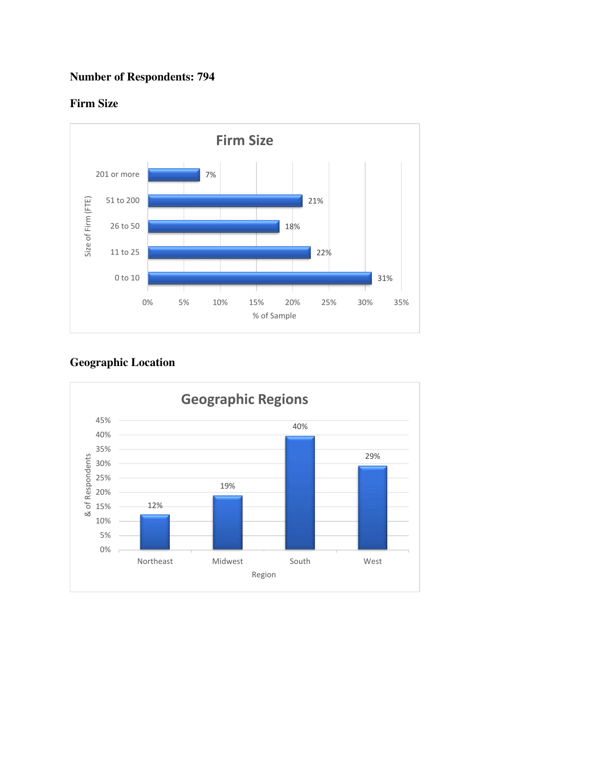**Number of Respondents: 794**

**Firm Size**

| Size of Firm (FTE) | % of Sample |
|---|---|
| 201 or more | 7% |
| 51 to 200 | 21% |
| 26 to 50 | 18% |
| 11 to 25 | 22% |
| 0 to 10 | 31% |

**Geographic Location**

| Region | & of Respondents |
|---|---|
| Northeast | 12% |
| Midwest | 19% |
| South | 40% |
| West | 29% |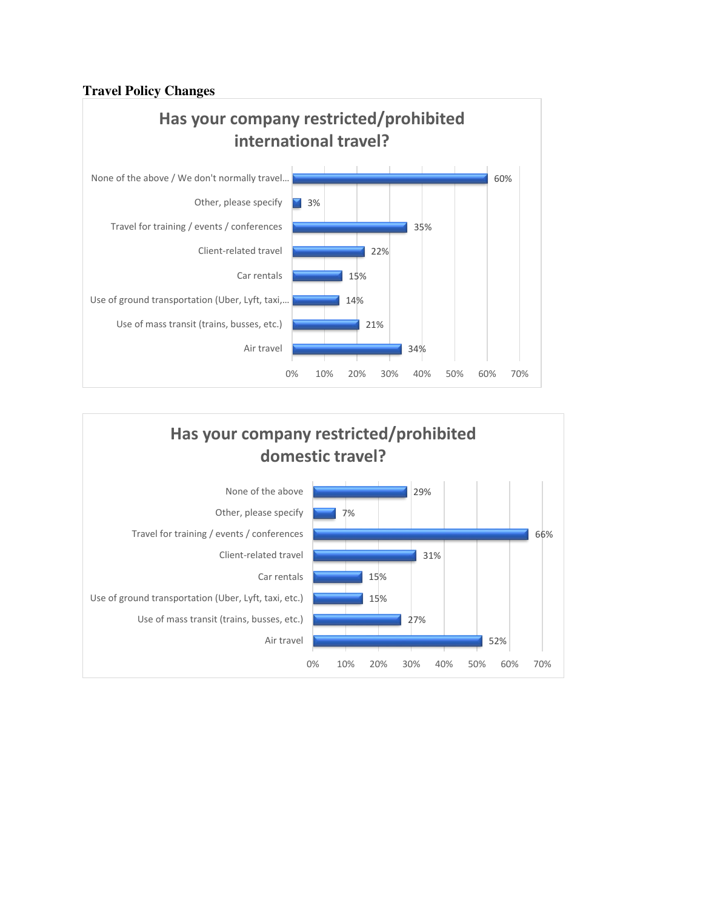**Travel Policy Changes**

## Has your company restricted/prohibited international travel?

| Response | Percentage |
| --- | --- |
| None of the above / We don't normally travel… | 60% |
| Other, please specify | 3% |
| Travel for training / events / conferences | 35% |
| Client-related travel | 22% |
| Car rentals | 15% |
| Use of ground transportation (Uber, Lyft, taxi,… | 14% |
| Use of mass transit (trains, busses, etc.) | 21% |
| Air travel | 34% |

## Has your company restricted/prohibited domestic travel?

| Response | Percentage |
| --- | --- |
| None of the above | 29% |
| Other, please specify | 7% |
| Travel for training / events / conferences | 66% |
| Client-related travel | 31% |
| Car rentals | 15% |
| Use of ground transportation (Uber, Lyft, taxi, etc.) | 15% |
| Use of mass transit (trains, busses, etc.) | 27% |
| Air travel | 52% |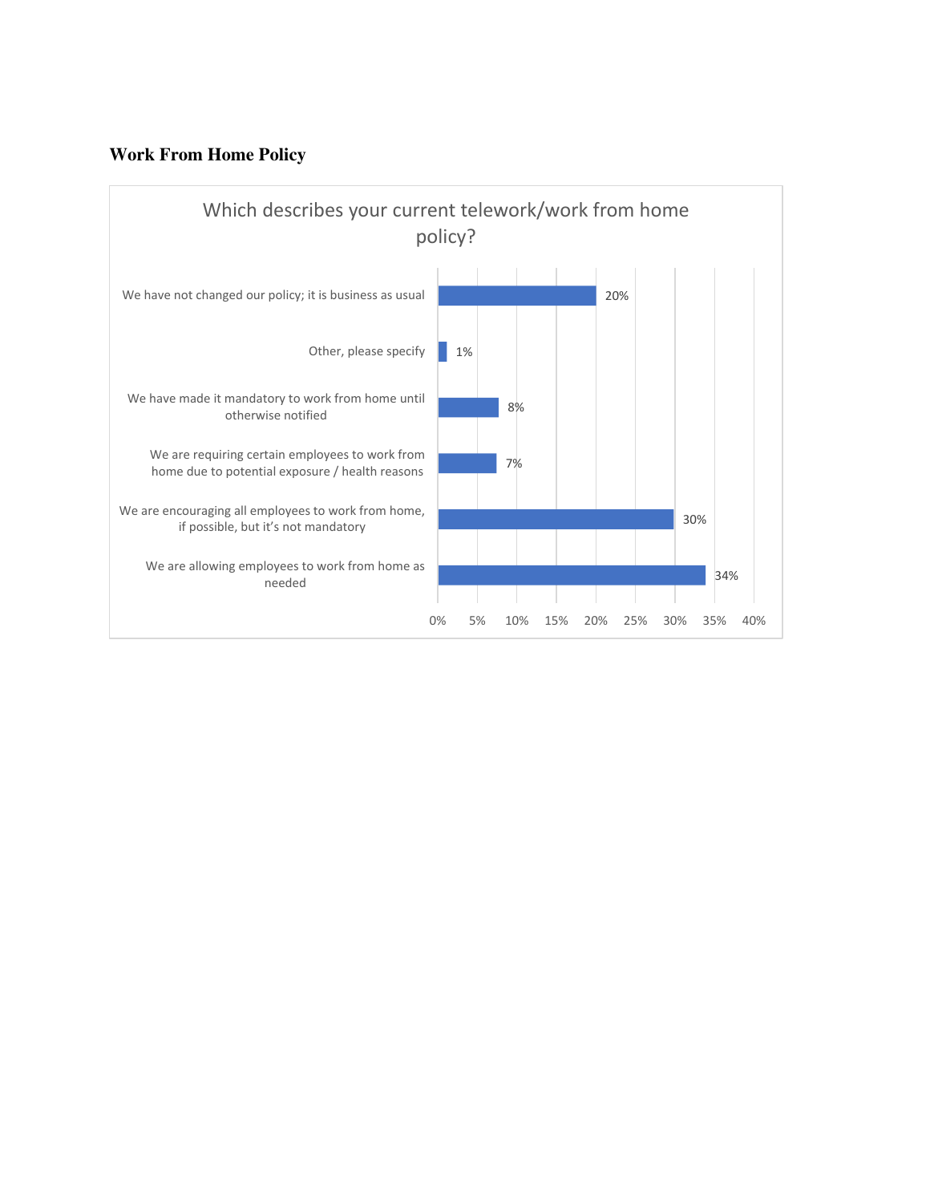**Work From Home Policy**

Which describes your current telework/work from home policy?

| Response | Percentage |
| --- | --- |
| We have not changed our policy; it is business as usual | 20% |
| Other, please specify | 1% |
| We have made it mandatory to work from home until otherwise notified | 8% |
| We are requiring certain employees to work from home due to potential exposure / health reasons | 7% |
| We are encouraging all employees to work from home, if possible, but it's not mandatory | 30% |
| We are allowing employees to work from home as needed | 34% |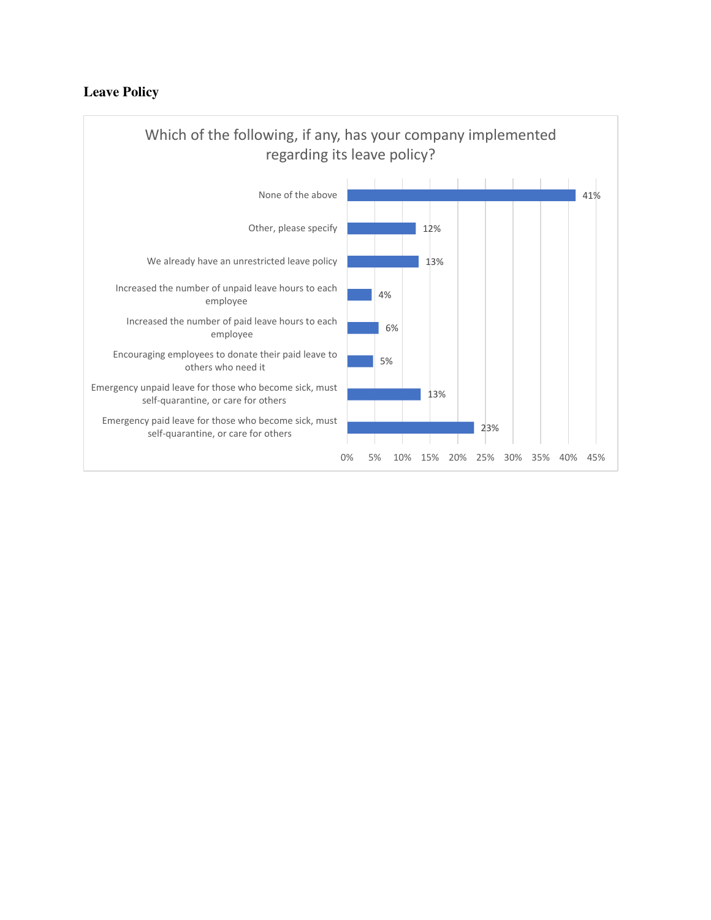### Leave Policy

Which of the following, if any, has your company implemented regarding its leave policy?

| Response | Percentage |
|---|---|
| None of the above | 41% |
| Other, please specify | 12% |
| We already have an unrestricted leave policy | 13% |
| Increased the number of unpaid leave hours to each employee | 4% |
| Increased the number of paid leave hours to each employee | 6% |
| Encouraging employees to donate their paid leave to others who need it | 5% |
| Emergency unpaid leave for those who become sick, must self-quarantine, or care for others | 13% |
| Emergency paid leave for those who become sick, must self-quarantine, or care for others | 23% |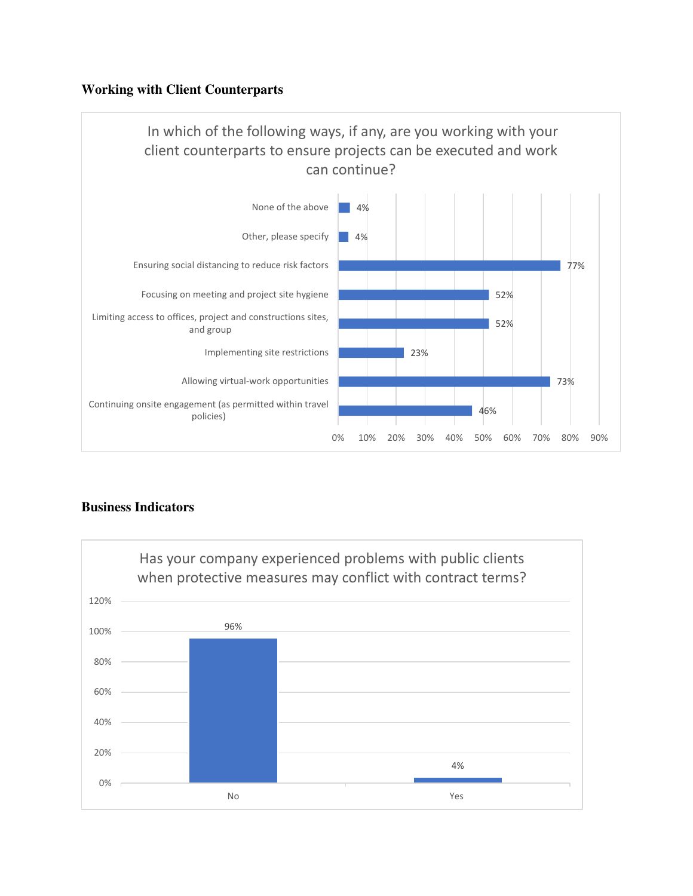### Working with Client Counterparts

**In which of the following ways, if any, are you working with your client counterparts to ensure projects can be executed and work can continue?**

| Response | Percentage |
|---|---|
| None of the above | 4% |
| Other, please specify | 4% |
| Ensuring social distancing to reduce risk factors | 77% |
| Focusing on meeting and project site hygiene | 52% |
| Limiting access to offices, project and constructions sites, and group | 52% |
| Implementing site restrictions | 23% |
| Allowing virtual-work opportunities | 73% |
| Continuing onsite engagement (as permitted within travel policies) | 46% |

### Business Indicators

**Has your company experienced problems with public clients when protective measures may conflict with contract terms?**

| Response | Percentage |
|---|---|
| No | 96% |
| Yes | 4% |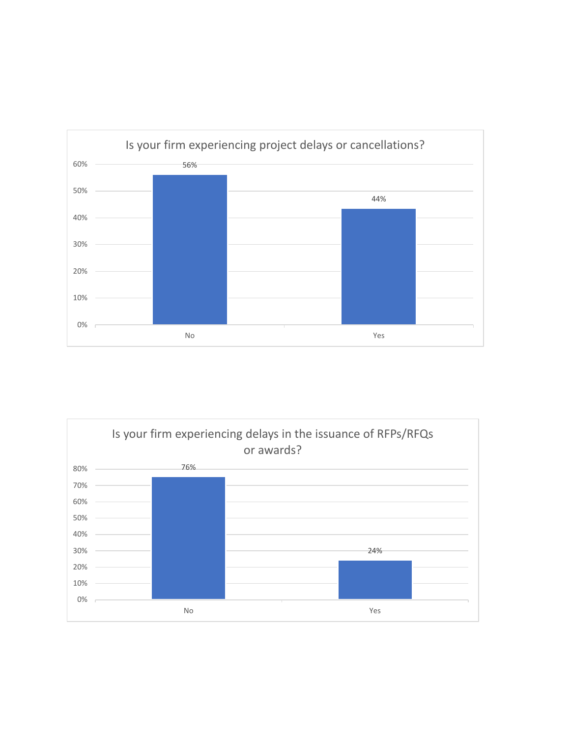**Is your firm experiencing project delays or cancellations?**

| Response | Percentage |
|---|---|
| No | 56% |
| Yes | 44% |

**Is your firm experiencing delays in the issuance of RFPs/RFQs or awards?**

| Response | Percentage |
|---|---|
| No | 76% |
| Yes | 24% |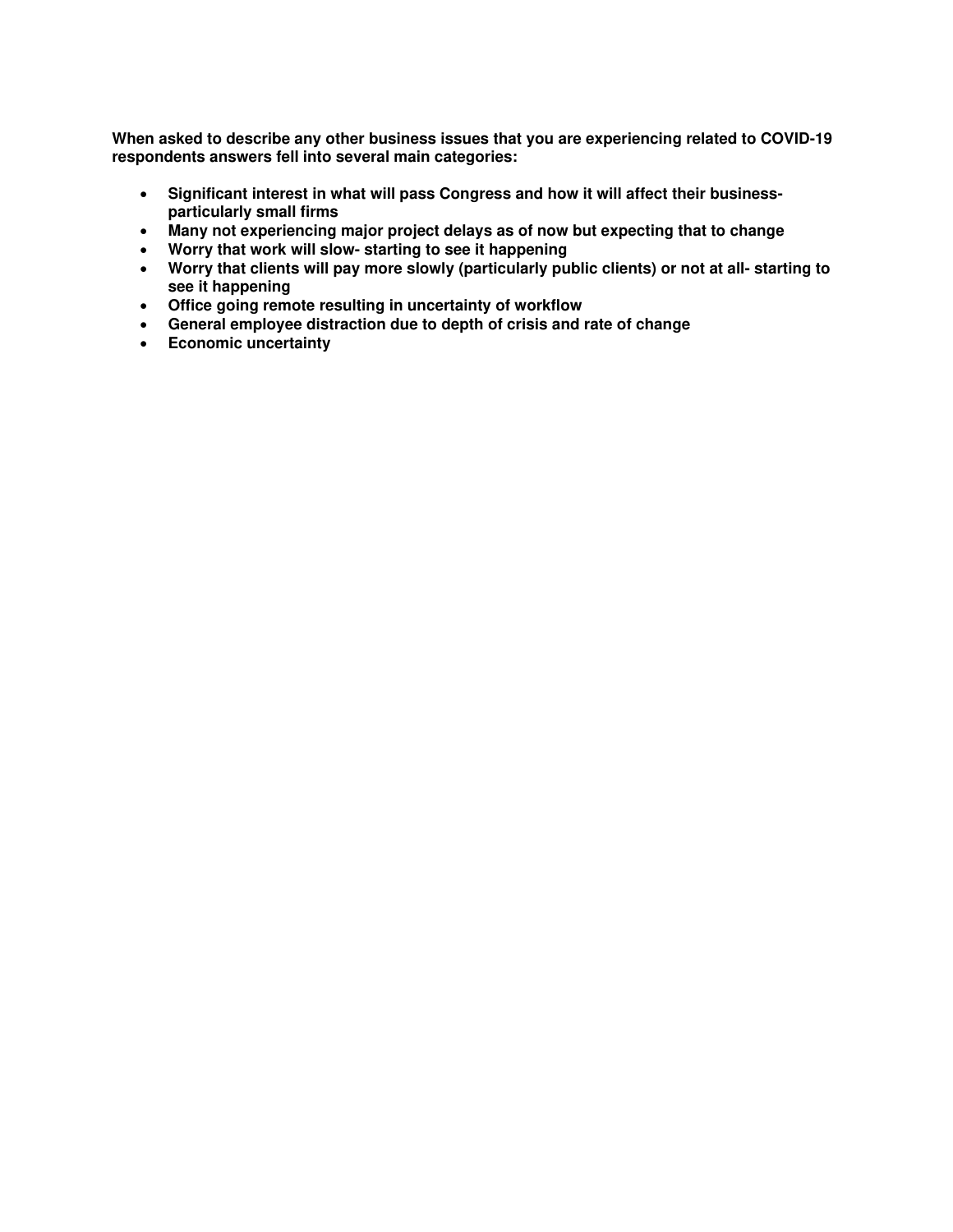**When asked to describe any other business issues that you are experiencing related to COVID-19 respondents answers fell into several main categories:**

- **Significant interest in what will pass Congress and how it will affect their business- particularly small firms**
- **Many not experiencing major project delays as of now but expecting that to change**
- **Worry that work will slow- starting to see it happening**
- **Worry that clients will pay more slowly (particularly public clients) or not at all- starting to see it happening**
- **Office going remote resulting in uncertainty of workflow**
- **General employee distraction due to depth of crisis and rate of change**
- **Economic uncertainty**